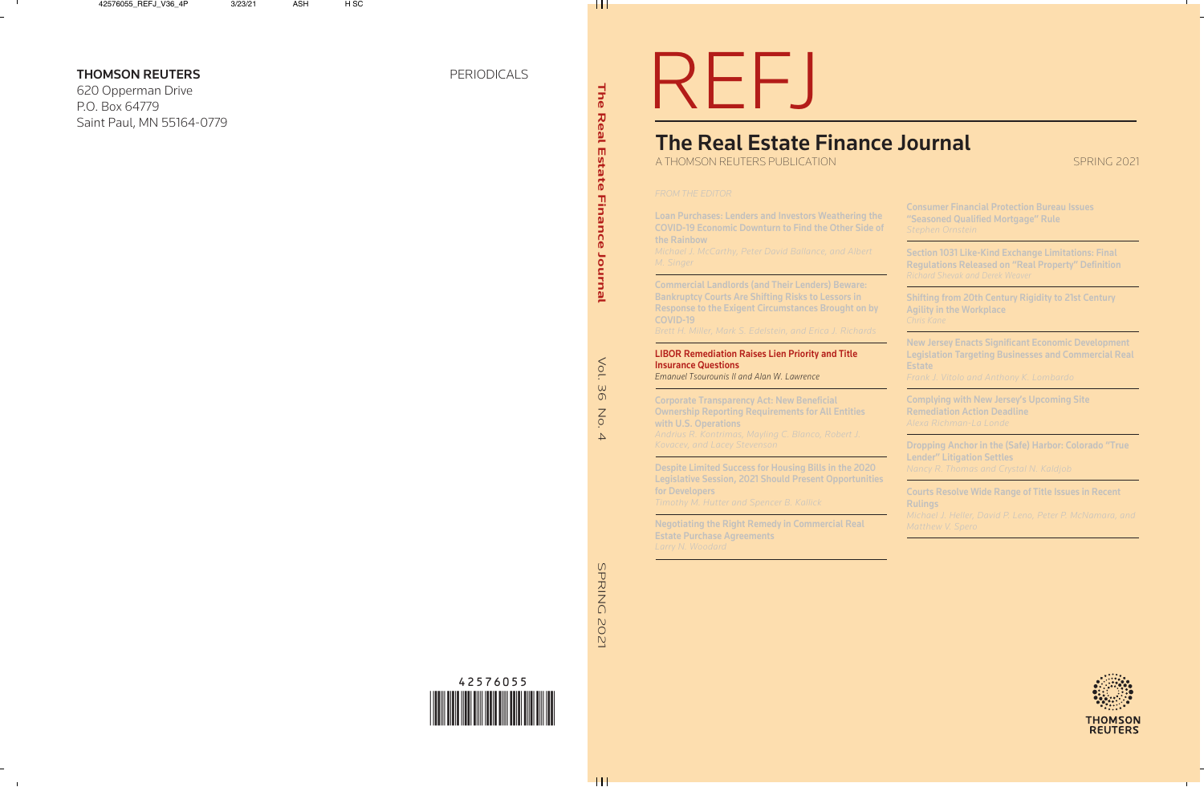**THOMSON REUTERS**
620 Opperman Drive
P.O. Box 64779
Saint Paul, MN 55164-0779

PERIODICALS

42576055

The Real Estate Finance Journal Vol. 36 No. 4 SPRING 2021

# REFJ

## The Real Estate Finance Journal

A THOMSON REUTERS PUBLICATION

SPRING 2021

*FROM THE EDITOR*

**Loan Purchases: Lenders and Investors Weathering the COVID-19 Economic Downturn to Find the Other Side of the Rainbow**
*Michael J. McCarthy, Peter David Ballance, and Albert M. Singer*

**Commercial Landlords (and Their Lenders) Beware: Bankruptcy Courts Are Shifting Risks to Lessors in Response to the Exigent Circumstances Brought on by COVID-19**
*Brett H. Miller, Mark S. Edelstein, and Erica J. Richards*

**LIBOR Remediation Raises Lien Priority and Title Insurance Questions**
*Emanuel Tsourounis II and Alan W. Lawrence*

**Corporate Transparency Act: New Beneficial Ownership Reporting Requirements for All Entities with U.S. Operations**
*Andrius R. Kontrimas, Mayling C. Blanco, Robert J. Kovacev, and Lacey Stevenson*

**Despite Limited Success for Housing Bills in the 2020 Legislative Session, 2021 Should Present Opportunities for Developers**
*Timothy M. Hutter and Spencer B. Kallick*

**Negotiating the Right Remedy in Commercial Real Estate Purchase Agreements**
*Larry N. Woodard*

**Consumer Financial Protection Bureau Issues "Seasoned Qualified Mortgage" Rule**
*Stephen Ornstein*

**Section 1031 Like-Kind Exchange Limitations: Final Regulations Released on "Real Property" Definition**
*Richard Shevak and Derek Weaver*

**Shifting from 20th Century Rigidity to 21st Century Agility in the Workplace**
*Chris Kane*

**New Jersey Enacts Significant Economic Development Legislation Targeting Businesses and Commercial Real Estate**
*Frank J. Vitolo and Anthony K. Lombardo*

**Complying with New Jersey's Upcoming Site Remediation Action Deadline**
*Alexa Richman-La Londe*

**Dropping Anchor in the (Safe) Harbor: Colorado "True Lender" Litigation Settles**
*Nancy R. Thomas and Crystal N. Kaldjob*

**Courts Resolve Wide Range of Title Issues in Recent Rulings**
*Michael J. Heller, David P. Leno, Peter P. McNamara, and Matthew V. Spero*

THOMSON REUTERS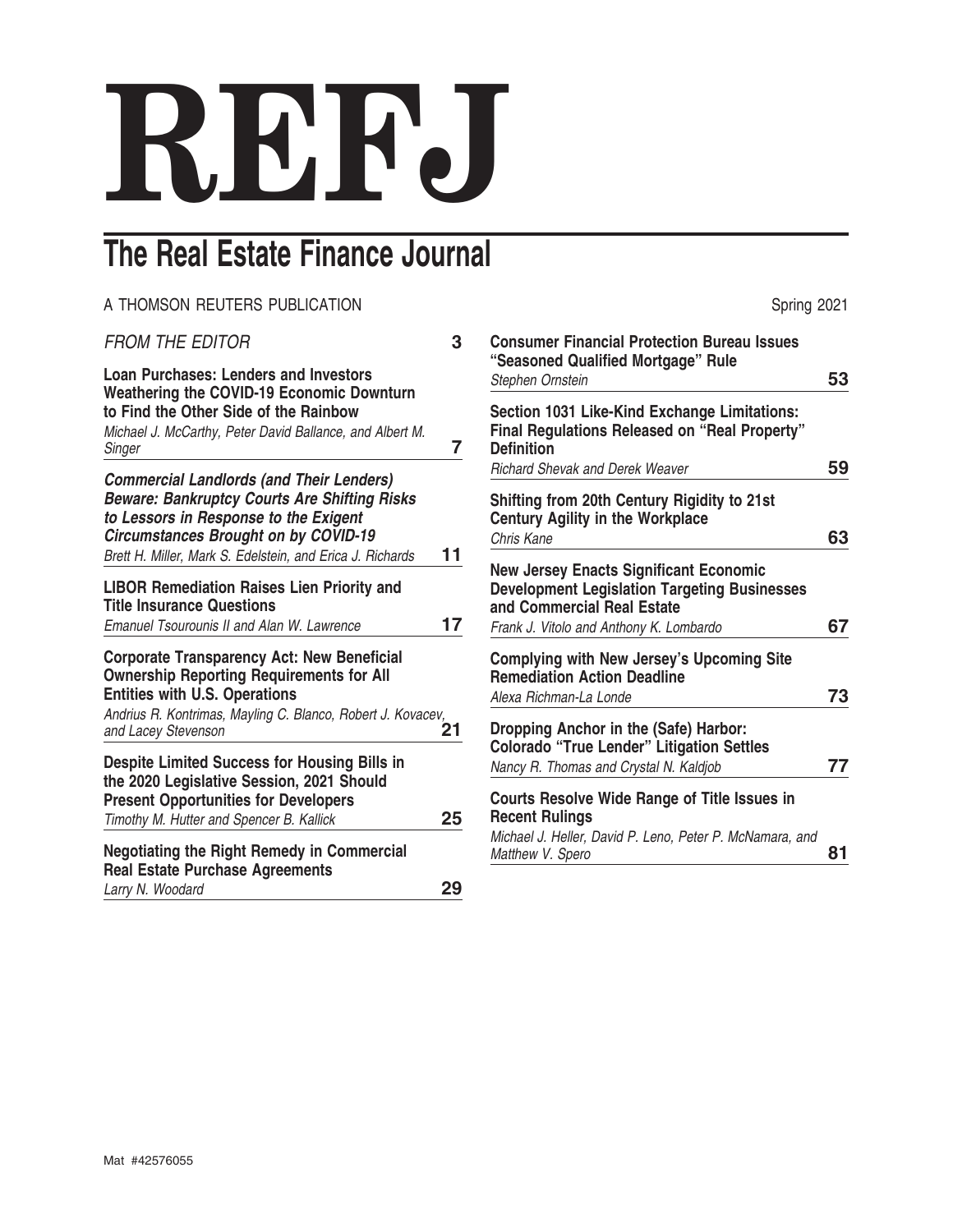# REFJ

## The Real Estate Finance Journal

A THOMSON REUTERS PUBLICATION

Spring 2021

*FROM THE EDITOR* 3

**Loan Purchases: Lenders and Investors Weathering the COVID-19 Economic Downturn to Find the Other Side of the Rainbow**
*Michael J. McCarthy, Peter David Ballance, and Albert M. Singer* 7

***Commercial Landlords (and Their Lenders) Beware: Bankruptcy Courts Are Shifting Risks to Lessors in Response to the Exigent Circumstances Brought on by COVID-19***
*Brett H. Miller, Mark S. Edelstein, and Erica J. Richards* 11

**LIBOR Remediation Raises Lien Priority and Title Insurance Questions**
*Emanuel Tsourounis II and Alan W. Lawrence* 17

**Corporate Transparency Act: New Beneficial Ownership Reporting Requirements for All Entities with U.S. Operations**
*Andrius R. Kontrimas, Mayling C. Blanco, Robert J. Kovacev, and Lacey Stevenson* 21

**Despite Limited Success for Housing Bills in the 2020 Legislative Session, 2021 Should Present Opportunities for Developers**
*Timothy M. Hutter and Spencer B. Kallick* 25

**Negotiating the Right Remedy in Commercial Real Estate Purchase Agreements**
*Larry N. Woodard* 29

**Consumer Financial Protection Bureau Issues "Seasoned Qualified Mortgage" Rule**
*Stephen Ornstein* 53

**Section 1031 Like-Kind Exchange Limitations: Final Regulations Released on "Real Property" Definition**
*Richard Shevak and Derek Weaver* 59

**Shifting from 20th Century Rigidity to 21st Century Agility in the Workplace**
*Chris Kane* 63

**New Jersey Enacts Significant Economic Development Legislation Targeting Businesses and Commercial Real Estate**
*Frank J. Vitolo and Anthony K. Lombardo* 67

**Complying with New Jersey's Upcoming Site Remediation Action Deadline**
*Alexa Richman-La Londe* 73

**Dropping Anchor in the (Safe) Harbor: Colorado "True Lender" Litigation Settles**
*Nancy R. Thomas and Crystal N. Kaldjob* 77

**Courts Resolve Wide Range of Title Issues in Recent Rulings**
*Michael J. Heller, David P. Leno, Peter P. McNamara, and Matthew V. Spero* 81

Mat #42576055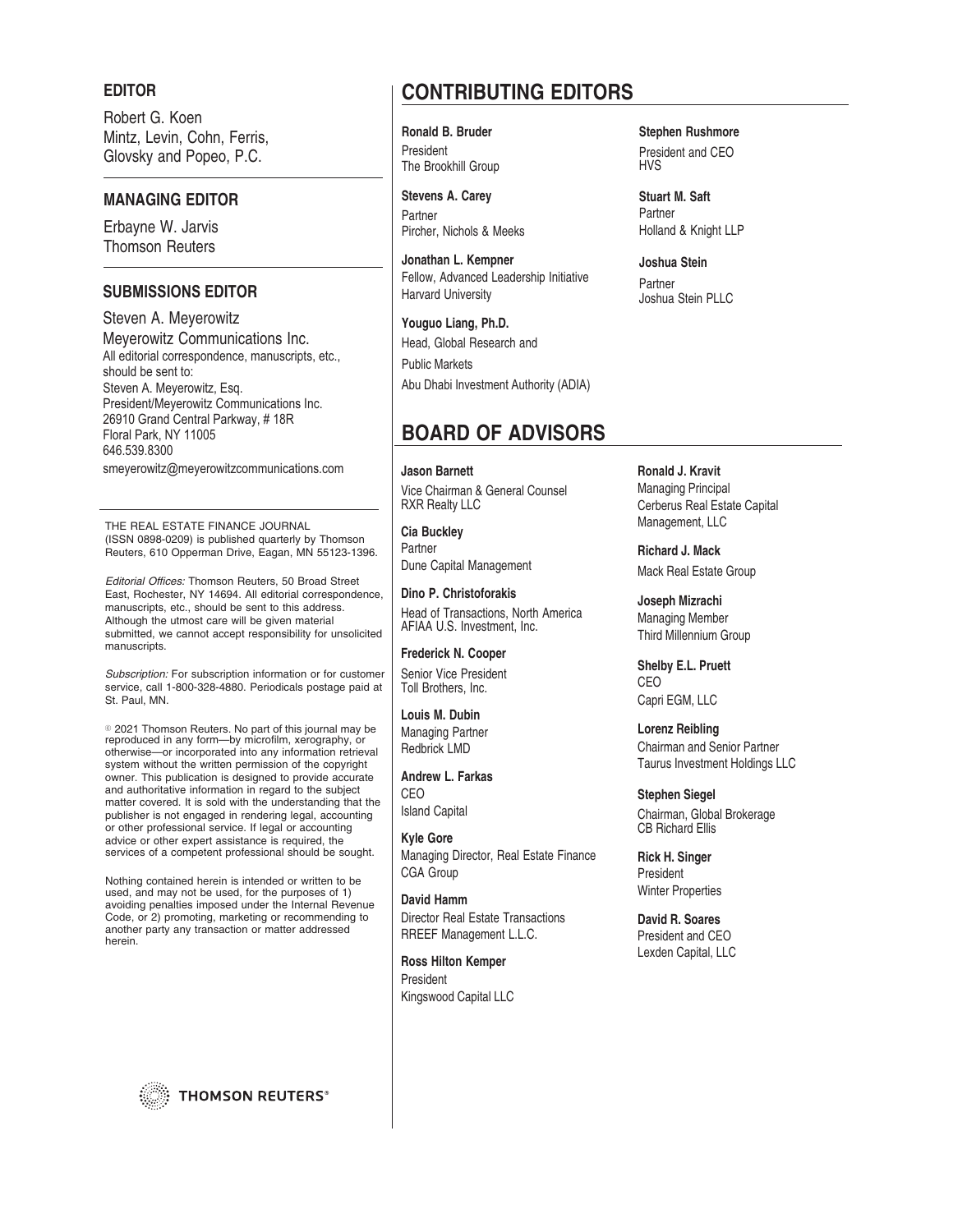## EDITOR

Robert G. Koen
Mintz, Levin, Cohn, Ferris, Glovsky and Popeo, P.C.

## MANAGING EDITOR

Erbayne W. Jarvis
Thomson Reuters

## SUBMISSIONS EDITOR

Steven A. Meyerowitz
Meyerowitz Communications Inc.
All editorial correspondence, manuscripts, etc., should be sent to:
Steven A. Meyerowitz, Esq.
President/Meyerowitz Communications Inc.
26910 Grand Central Parkway, # 18R
Floral Park, NY 11005
646.539.8300
smeyerowitz@meyerowitzcommunications.com

THE REAL ESTATE FINANCE JOURNAL (ISSN 0898-0209) is published quarterly by Thomson Reuters, 610 Opperman Drive, Eagan, MN 55123-1396.

*Editorial Offices:* Thomson Reuters, 50 Broad Street East, Rochester, NY 14694. All editorial correspondence, manuscripts, etc., should be sent to this address. Although the utmost care will be given material submitted, we cannot accept responsibility for unsolicited manuscripts.

*Subscription:* For subscription information or for customer service, call 1-800-328-4880. Periodicals postage paid at St. Paul, MN.

© 2021 Thomson Reuters. No part of this journal may be reproduced in any form—by microfilm, xerography, or otherwise—or incorporated into any information retrieval system without the written permission of the copyright owner. This publication is designed to provide accurate and authoritative information in regard to the subject matter covered. It is sold with the understanding that the publisher is not engaged in rendering legal, accounting or other professional service. If legal or accounting advice or other expert assistance is required, the services of a competent professional should be sought.

Nothing contained herein is intended or written to be used, and may not be used, for the purposes of 1) avoiding penalties imposed under the Internal Revenue Code, or 2) promoting, marketing or recommending to another party any transaction or matter addressed herein.

THOMSON REUTERS®

# CONTRIBUTING EDITORS

**Ronald B. Bruder**
President
The Brookhill Group

**Stevens A. Carey**
Partner
Pircher, Nichols & Meeks

**Jonathan L. Kempner**
Fellow, Advanced Leadership Initiative
Harvard University

**Youguo Liang, Ph.D.**
Head, Global Research and Public Markets
Abu Dhabi Investment Authority (ADIA)

**Stephen Rushmore**
President and CEO
HVS

**Stuart M. Saft**
Partner
Holland & Knight LLP

**Joshua Stein**
Partner
Joshua Stein PLLC

# BOARD OF ADVISORS

**Jason Barnett**
Vice Chairman & General Counsel
RXR Realty LLC

**Cia Buckley**
Partner
Dune Capital Management

**Dino P. Christoforakis**
Head of Transactions, North America
AFIAA U.S. Investment, Inc.

**Frederick N. Cooper**
Senior Vice President
Toll Brothers, Inc.

**Louis M. Dubin**
Managing Partner
Redbrick LMD

**Andrew L. Farkas**
CEO
Island Capital

**Kyle Gore**
Managing Director, Real Estate Finance
CGA Group

**David Hamm**
Director Real Estate Transactions
RREEF Management L.L.C.

**Ross Hilton Kemper**
President
Kingswood Capital LLC

**Ronald J. Kravit**
Managing Principal
Cerberus Real Estate Capital Management, LLC

**Richard J. Mack**
Mack Real Estate Group

**Joseph Mizrachi**
Managing Member
Third Millennium Group

**Shelby E.L. Pruett**
CEO
Capri EGM, LLC

**Lorenz Reibling**
Chairman and Senior Partner
Taurus Investment Holdings LLC

**Stephen Siegel**
Chairman, Global Brokerage
CB Richard Ellis

**Rick H. Singer**
President
Winter Properties

**David R. Soares**
President and CEO
Lexden Capital, LLC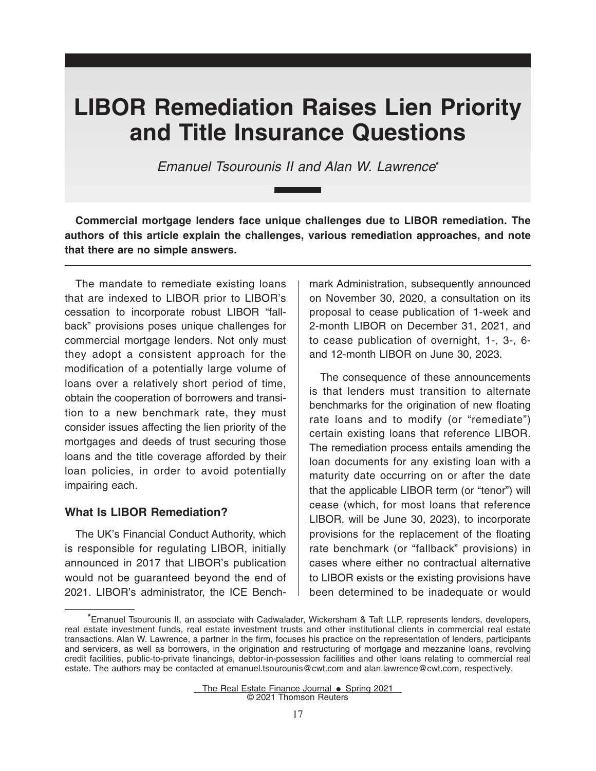# LIBOR Remediation Raises Lien Priority and Title Insurance Questions

*Emanuel Tsourounis II and Alan W. Lawrence*[*]

**Commercial mortgage lenders face unique challenges due to LIBOR remediation. The authors of this article explain the challenges, various remediation approaches, and note that there are no simple answers.**

The mandate to remediate existing loans that are indexed to LIBOR prior to LIBOR's cessation to incorporate robust LIBOR "fallback" provisions poses unique challenges for commercial mortgage lenders. Not only must they adopt a consistent approach for the modification of a potentially large volume of loans over a relatively short period of time, obtain the cooperation of borrowers and transition to a new benchmark rate, they must consider issues affecting the lien priority of the mortgages and deeds of trust securing those loans and the title coverage afforded by their loan policies, in order to avoid potentially impairing each.

### What Is LIBOR Remediation?

The UK's Financial Conduct Authority, which is responsible for regulating LIBOR, initially announced in 2017 that LIBOR's publication would not be guaranteed beyond the end of 2021. LIBOR's administrator, the ICE Benchmark Administration, subsequently announced on November 30, 2020, a consultation on its proposal to cease publication of 1-week and 2-month LIBOR on December 31, 2021, and to cease publication of overnight, 1-, 3-, 6- and 12-month LIBOR on June 30, 2023.

The consequence of these announcements is that lenders must transition to alternate benchmarks for the origination of new floating rate loans and to modify (or "remediate") certain existing loans that reference LIBOR. The remediation process entails amending the loan documents for any existing loan with a maturity date occurring on or after the date that the applicable LIBOR term (or "tenor") will cease (which, for most loans that reference LIBOR, will be June 30, 2023), to incorporate provisions for the replacement of the floating rate benchmark (or "fallback" provisions) in cases where either no contractual alternative to LIBOR exists or the existing provisions have been determined to be inadequate or would

---

[*] Emanuel Tsourounis II, an associate with Cadwalader, Wickersham & Taft LLP, represents lenders, developers, real estate investment funds, real estate investment trusts and other institutional clients in commercial real estate transactions. Alan W. Lawrence, a partner in the firm, focuses his practice on the representation of lenders, participants and servicers, as well as borrowers, in the origination and restructuring of mortgage and mezzanine loans, revolving credit facilities, public-to-private financings, debtor-in-possession facilities and other loans relating to commercial real estate. The authors may be contacted at emanuel.tsourounis@cwt.com and alan.lawrence@cwt.com, respectively.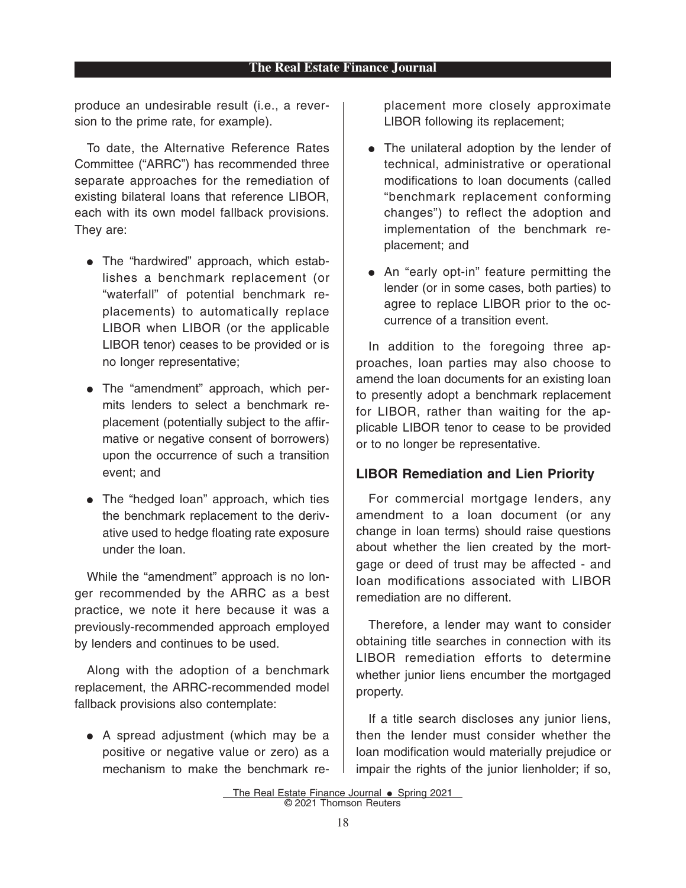produce an undesirable result (i.e., a reversion to the prime rate, for example).

To date, the Alternative Reference Rates Committee ("ARRC") has recommended three separate approaches for the remediation of existing bilateral loans that reference LIBOR, each with its own model fallback provisions. They are:

- The "hardwired" approach, which establishes a benchmark replacement (or "waterfall" of potential benchmark replacements) to automatically replace LIBOR when LIBOR (or the applicable LIBOR tenor) ceases to be provided or is no longer representative;
- The "amendment" approach, which permits lenders to select a benchmark replacement (potentially subject to the affirmative or negative consent of borrowers) upon the occurrence of such a transition event; and
- The "hedged loan" approach, which ties the benchmark replacement to the derivative used to hedge floating rate exposure under the loan.

While the "amendment" approach is no longer recommended by the ARRC as a best practice, we note it here because it was a previously-recommended approach employed by lenders and continues to be used.

Along with the adoption of a benchmark replacement, the ARRC-recommended model fallback provisions also contemplate:

- A spread adjustment (which may be a positive or negative value or zero) as a mechanism to make the benchmark replacement more closely approximate LIBOR following its replacement;
- The unilateral adoption by the lender of technical, administrative or operational modifications to loan documents (called "benchmark replacement conforming changes") to reflect the adoption and implementation of the benchmark replacement; and
- An "early opt-in" feature permitting the lender (or in some cases, both parties) to agree to replace LIBOR prior to the occurrence of a transition event.

In addition to the foregoing three approaches, loan parties may also choose to amend the loan documents for an existing loan to presently adopt a benchmark replacement for LIBOR, rather than waiting for the applicable LIBOR tenor to cease to be provided or to no longer be representative.

## LIBOR Remediation and Lien Priority

For commercial mortgage lenders, any amendment to a loan document (or any change in loan terms) should raise questions about whether the lien created by the mortgage or deed of trust may be affected - and loan modifications associated with LIBOR remediation are no different.

Therefore, a lender may want to consider obtaining title searches in connection with its LIBOR remediation efforts to determine whether junior liens encumber the mortgaged property.

If a title search discloses any junior liens, then the lender must consider whether the loan modification would materially prejudice or impair the rights of the junior lienholder; if so,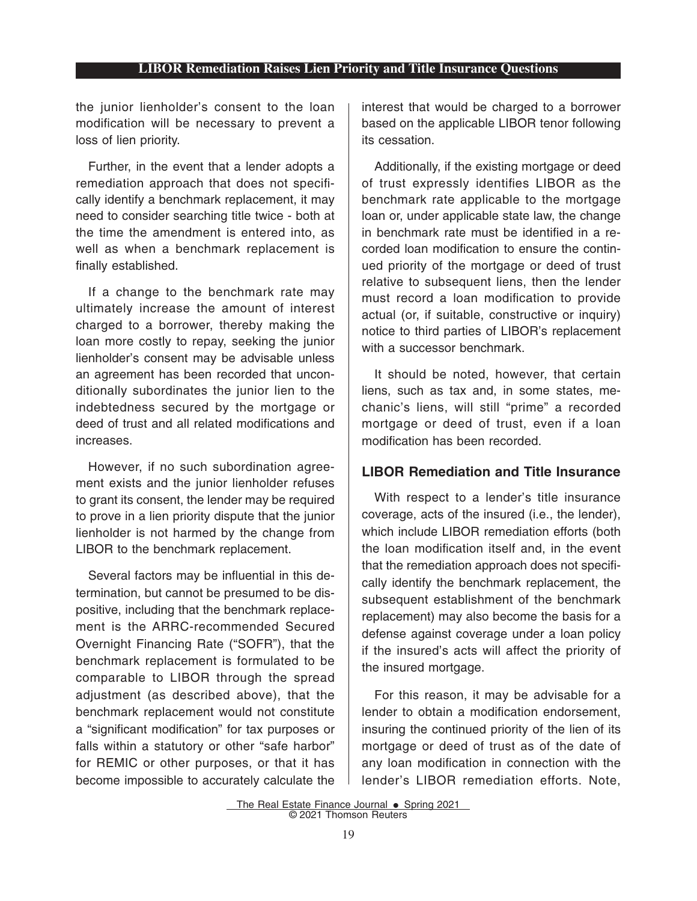the junior lienholder's consent to the loan modification will be necessary to prevent a loss of lien priority.

Further, in the event that a lender adopts a remediation approach that does not specifically identify a benchmark replacement, it may need to consider searching title twice - both at the time the amendment is entered into, as well as when a benchmark replacement is finally established.

If a change to the benchmark rate may ultimately increase the amount of interest charged to a borrower, thereby making the loan more costly to repay, seeking the junior lienholder's consent may be advisable unless an agreement has been recorded that unconditionally subordinates the junior lien to the indebtedness secured by the mortgage or deed of trust and all related modifications and increases.

However, if no such subordination agreement exists and the junior lienholder refuses to grant its consent, the lender may be required to prove in a lien priority dispute that the junior lienholder is not harmed by the change from LIBOR to the benchmark replacement.

Several factors may be influential in this determination, but cannot be presumed to be dispositive, including that the benchmark replacement is the ARRC-recommended Secured Overnight Financing Rate ("SOFR"), that the benchmark replacement is formulated to be comparable to LIBOR through the spread adjustment (as described above), that the benchmark replacement would not constitute a "significant modification" for tax purposes or falls within a statutory or other "safe harbor" for REMIC or other purposes, or that it has become impossible to accurately calculate the interest that would be charged to a borrower based on the applicable LIBOR tenor following its cessation.

Additionally, if the existing mortgage or deed of trust expressly identifies LIBOR as the benchmark rate applicable to the mortgage loan or, under applicable state law, the change in benchmark rate must be identified in a recorded loan modification to ensure the continued priority of the mortgage or deed of trust relative to subsequent liens, then the lender must record a loan modification to provide actual (or, if suitable, constructive or inquiry) notice to third parties of LIBOR's replacement with a successor benchmark.

It should be noted, however, that certain liens, such as tax and, in some states, mechanic's liens, will still "prime" a recorded mortgage or deed of trust, even if a loan modification has been recorded.

## LIBOR Remediation and Title Insurance

With respect to a lender's title insurance coverage, acts of the insured (i.e., the lender), which include LIBOR remediation efforts (both the loan modification itself and, in the event that the remediation approach does not specifically identify the benchmark replacement, the subsequent establishment of the benchmark replacement) may also become the basis for a defense against coverage under a loan policy if the insured's acts will affect the priority of the insured mortgage.

For this reason, it may be advisable for a lender to obtain a modification endorsement, insuring the continued priority of the lien of its mortgage or deed of trust as of the date of any loan modification in connection with the lender's LIBOR remediation efforts. Note,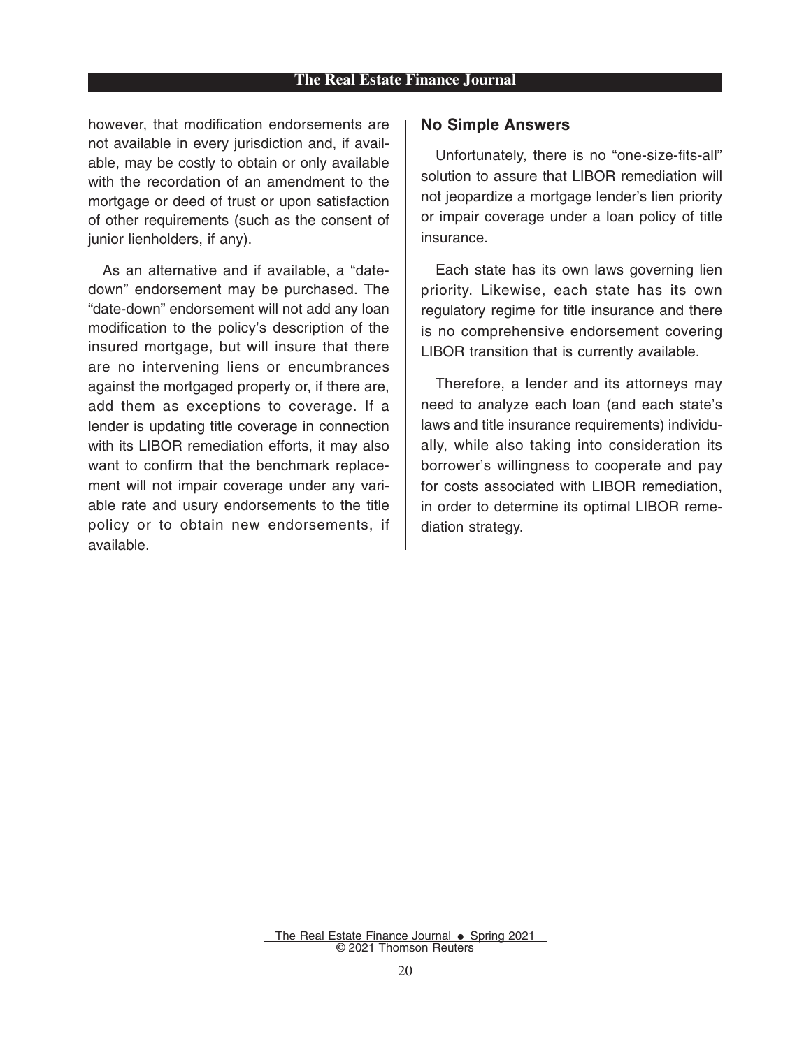however, that modification endorsements are not available in every jurisdiction and, if available, may be costly to obtain or only available with the recordation of an amendment to the mortgage or deed of trust or upon satisfaction of other requirements (such as the consent of junior lienholders, if any).

As an alternative and if available, a "date-down" endorsement may be purchased. The "date-down" endorsement will not add any loan modification to the policy's description of the insured mortgage, but will insure that there are no intervening liens or encumbrances against the mortgaged property or, if there are, add them as exceptions to coverage. If a lender is updating title coverage in connection with its LIBOR remediation efforts, it may also want to confirm that the benchmark replacement will not impair coverage under any variable rate and usury endorsements to the title policy or to obtain new endorsements, if available.

## No Simple Answers

Unfortunately, there is no "one-size-fits-all" solution to assure that LIBOR remediation will not jeopardize a mortgage lender's lien priority or impair coverage under a loan policy of title insurance.

Each state has its own laws governing lien priority. Likewise, each state has its own regulatory regime for title insurance and there is no comprehensive endorsement covering LIBOR transition that is currently available.

Therefore, a lender and its attorneys may need to analyze each loan (and each state's laws and title insurance requirements) individually, while also taking into consideration its borrower's willingness to cooperate and pay for costs associated with LIBOR remediation, in order to determine its optimal LIBOR remediation strategy.